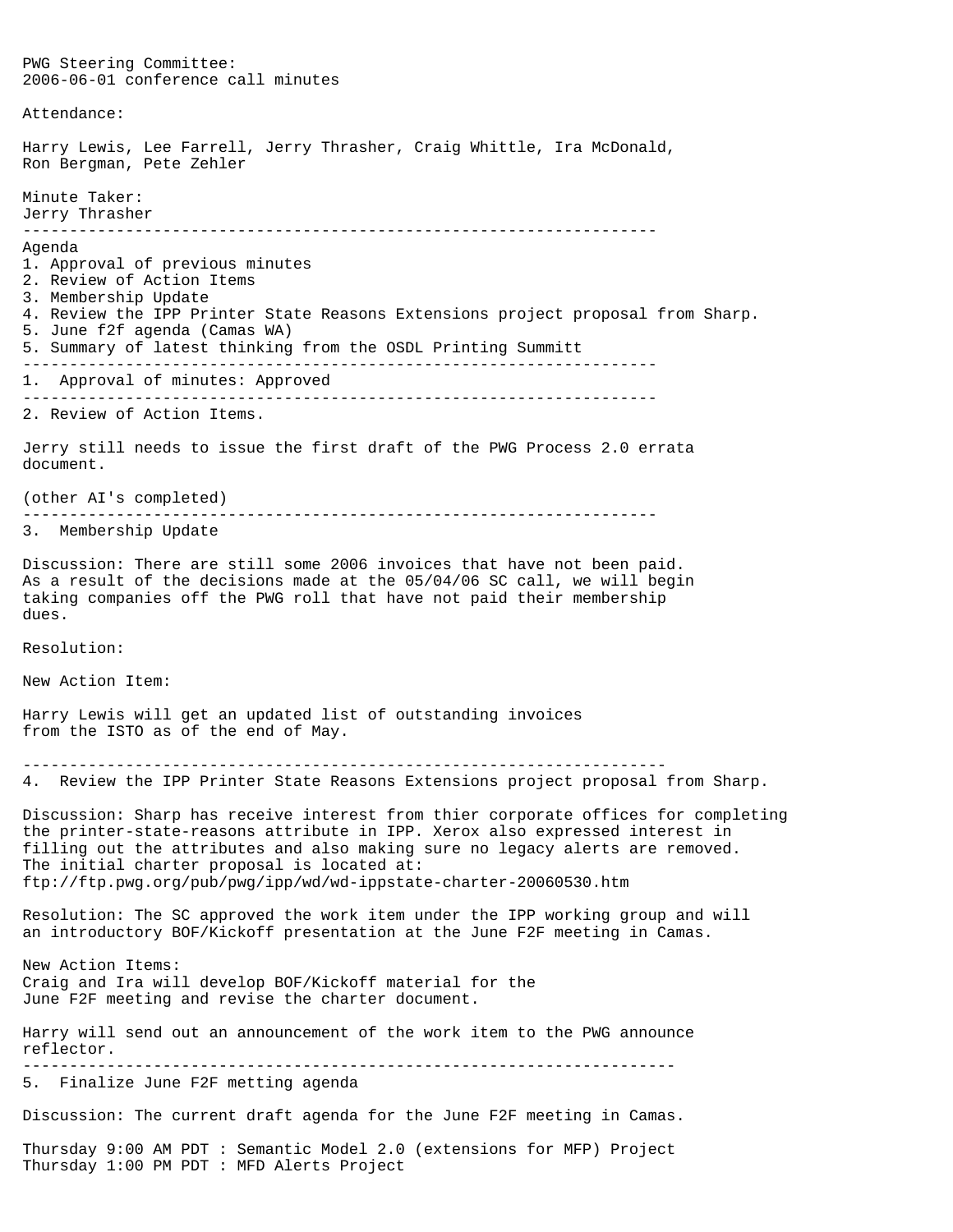PWG Steering Committee:
2006-06-01 conference call minutes

Attendance:

Harry Lewis, Lee Farrell, Jerry Thrasher, Craig Whittle, Ira McDonald, Ron Bergman, Pete Zehler

Minute Taker:
Jerry Thrasher

---

Agenda
1. Approval of previous minutes
2. Review of Action Items
3. Membership Update
4. Review the IPP Printer State Reasons Extensions project proposal from Sharp.
5. June f2f agenda (Camas WA)
5. Summary of latest thinking from the OSDL Printing Summitt

---

1. Approval of minutes: Approved

---

2. Review of Action Items.

Jerry still needs to issue the first draft of the PWG Process 2.0 errata document.

(other AI's completed)

---

3. Membership Update

Discussion: There are still some 2006 invoices that have not been paid. As a result of the decisions made at the 05/04/06 SC call, we will begin taking companies off the PWG roll that have not paid their membership dues.

Resolution:

New Action Item:

Harry Lewis will get an updated list of outstanding invoices from the ISTO as of the end of May.

---

4. Review the IPP Printer State Reasons Extensions project proposal from Sharp.

Discussion: Sharp has receive interest from thier corporate offices for completing the printer-state-reasons attribute in IPP. Xerox also expressed interest in filling out the attributes and also making sure no legacy alerts are removed. The initial charter proposal is located at:
ftp://ftp.pwg.org/pub/pwg/ipp/wd/wd-ippstate-charter-20060530.htm

Resolution: The SC approved the work item under the IPP working group and will an introductory BOF/Kickoff presentation at the June F2F meeting in Camas.

New Action Items:
Craig and Ira will develop BOF/Kickoff material for the June F2F meeting and revise the charter document.

Harry will send out an announcement of the work item to the PWG announce reflector.

---

5. Finalize June F2F metting agenda

Discussion: The current draft agenda for the June F2F meeting in Camas.

Thursday 9:00 AM PDT : Semantic Model 2.0 (extensions for MFP) Project
Thursday 1:00 PM PDT : MFD Alerts Project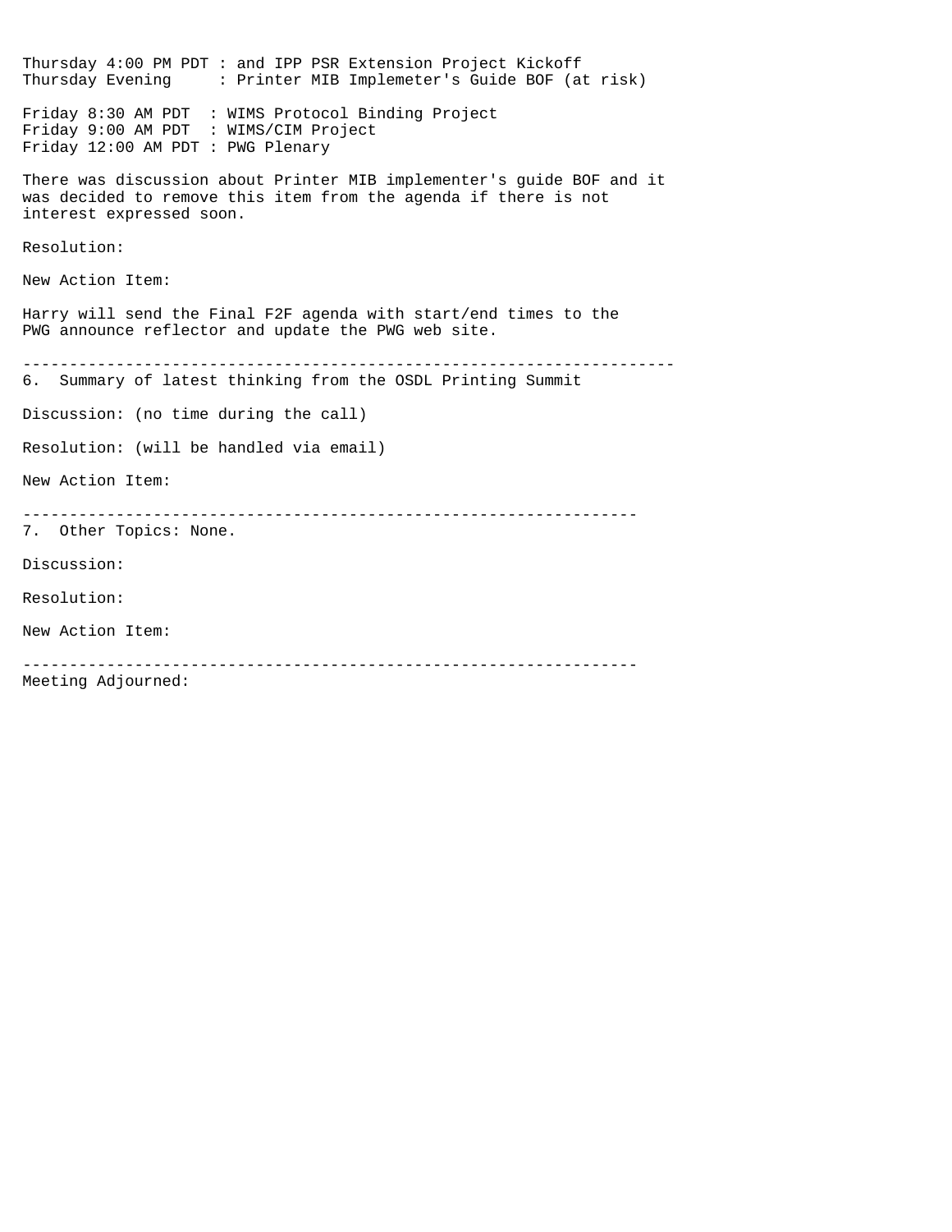Thursday 4:00 PM PDT : and IPP PSR Extension Project Kickoff
Thursday Evening : Printer MIB Implemeter's Guide BOF (at risk)

Friday 8:30 AM PDT : WIMS Protocol Binding Project
Friday 9:00 AM PDT : WIMS/CIM Project
Friday 12:00 AM PDT : PWG Plenary

There was discussion about Printer MIB implementer's guide BOF and it was decided to remove this item from the agenda if there is not interest expressed soon.

Resolution:

New Action Item:

Harry will send the Final F2F agenda with start/end times to the PWG announce reflector and update the PWG web site.

---

6. Summary of latest thinking from the OSDL Printing Summit

Discussion: (no time during the call)

Resolution: (will be handled via email)

New Action Item:

---

7. Other Topics: None.

Discussion:

Resolution:

New Action Item:

---

Meeting Adjourned: